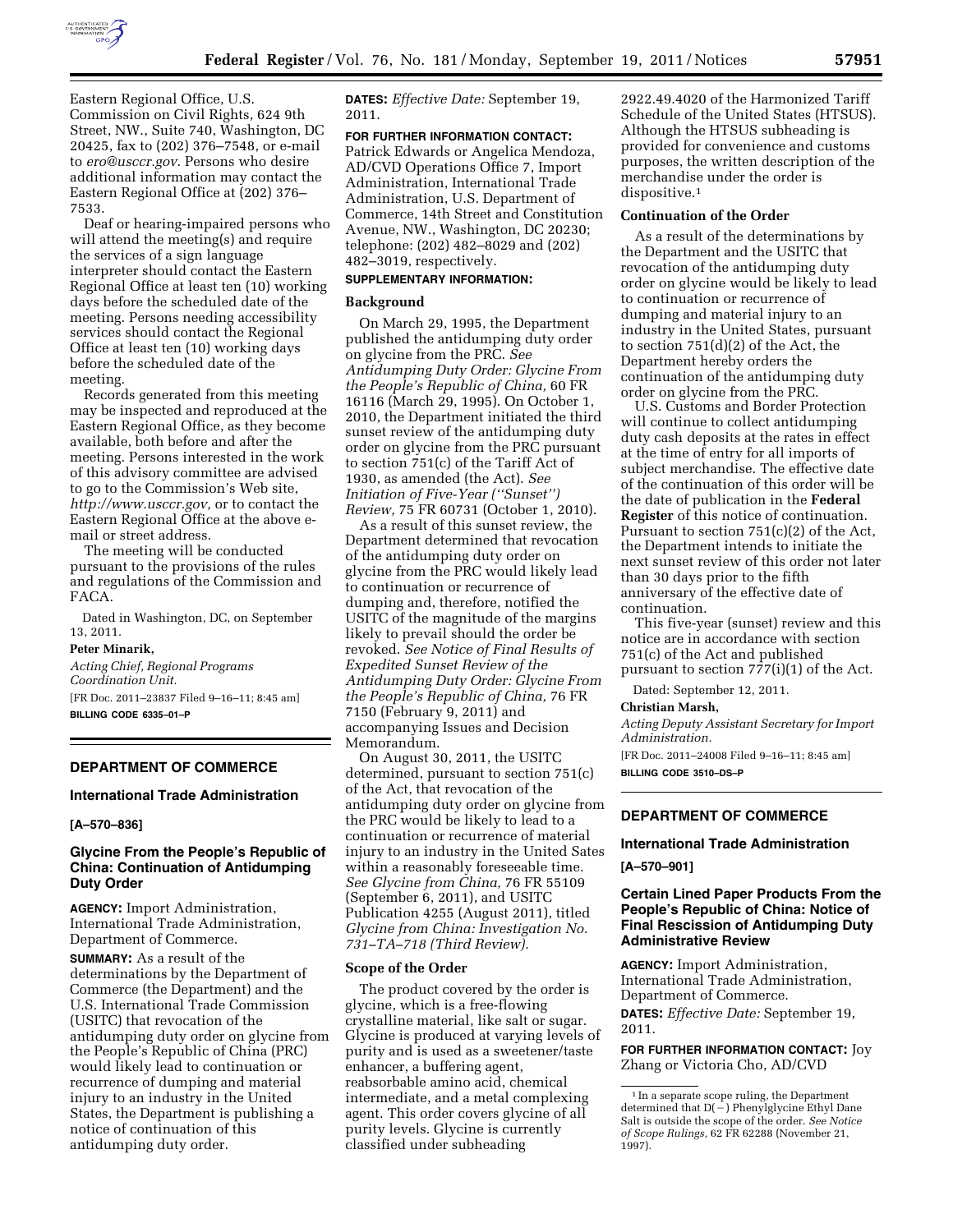Eastern Regional Office, U.S. Commission on Civil Rights, 624 9th Street, NW., Suite 740, Washington, DC 20425, fax to (202) 376–7548, or e-mail to *ero@usccr.gov*. Persons who desire additional information may contact the Eastern Regional Office at (202) 376–7533.

Deaf or hearing-impaired persons who will attend the meeting(s) and require the services of a sign language interpreter should contact the Eastern Regional Office at least ten (10) working days before the scheduled date of the meeting. Persons needing accessibility services should contact the Regional Office at least ten (10) working days before the scheduled date of the meeting.

Records generated from this meeting may be inspected and reproduced at the Eastern Regional Office, as they become available, both before and after the meeting. Persons interested in the work of this advisory committee are advised to go to the Commission's Web site, *http://www.usccr.gov,* or to contact the Eastern Regional Office at the above e-mail or street address.

The meeting will be conducted pursuant to the provisions of the rules and regulations of the Commission and FACA.

Dated in Washington, DC, on September 13, 2011.

**Peter Minarik,**

*Acting Chief, Regional Programs Coordination Unit.*

[FR Doc. 2011–23837 Filed 9–16–11; 8:45 am]

**BILLING CODE 6335–01–P**

---

## DEPARTMENT OF COMMERCE

### International Trade Administration

**[A–570–836]**

### Glycine From the People's Republic of China: Continuation of Antidumping Duty Order

**AGENCY:** Import Administration, International Trade Administration, Department of Commerce.

**SUMMARY:** As a result of the determinations by the Department of Commerce (the Department) and the U.S. International Trade Commission (USITC) that revocation of the antidumping duty order on glycine from the People's Republic of China (PRC) would likely lead to continuation or recurrence of dumping and material injury to an industry in the United States, the Department is publishing a notice of continuation of this antidumping duty order.

**DATES:** *Effective Date:* September 19, 2011.

**FOR FURTHER INFORMATION CONTACT:** Patrick Edwards or Angelica Mendoza, AD/CVD Operations Office 7, Import Administration, International Trade Administration, U.S. Department of Commerce, 14th Street and Constitution Avenue, NW., Washington, DC 20230; telephone: (202) 482–8029 and (202) 482–3019, respectively.

**SUPPLEMENTARY INFORMATION:**

**Background**

On March 29, 1995, the Department published the antidumping duty order on glycine from the PRC. *See Antidumping Duty Order: Glycine From the People's Republic of China,* 60 FR 16116 (March 29, 1995). On October 1, 2010, the Department initiated the third sunset review of the antidumping duty order on glycine from the PRC pursuant to section 751(c) of the Tariff Act of 1930, as amended (the Act). *See Initiation of Five-Year (''Sunset'') Review,* 75 FR 60731 (October 1, 2010).

As a result of this sunset review, the Department determined that revocation of the antidumping duty order on glycine from the PRC would likely lead to continuation or recurrence of dumping and, therefore, notified the USITC of the magnitude of the margins likely to prevail should the order be revoked. *See Notice of Final Results of Expedited Sunset Review of the Antidumping Duty Order: Glycine From the People's Republic of China,* 76 FR 7150 (February 9, 2011) and accompanying Issues and Decision Memorandum.

On August 30, 2011, the USITC determined, pursuant to section 751(c) of the Act, that revocation of the antidumping duty order on glycine from the PRC would be likely to lead to a continuation or recurrence of material injury to an industry in the United Sates within a reasonably foreseeable time. *See Glycine from China,* 76 FR 55109 (September 6, 2011), and USITC Publication 4255 (August 2011), titled *Glycine from China: Investigation No. 731–TA–718 (Third Review).*

**Scope of the Order**

The product covered by the order is glycine, which is a free-flowing crystalline material, like salt or sugar. Glycine is produced at varying levels of purity and is used as a sweetener/taste enhancer, a buffering agent, reabsorbable amino acid, chemical intermediate, and a metal complexing agent. This order covers glycine of all purity levels. Glycine is currently classified under subheading 2922.49.4020 of the Harmonized Tariff Schedule of the United States (HTSUS). Although the HTSUS subheading is provided for convenience and customs purposes, the written description of the merchandise under the order is dispositive.[1]

**Continuation of the Order**

As a result of the determinations by the Department and the USITC that revocation of the antidumping duty order on glycine from the PRC would be likely to lead to continuation or recurrence of dumping and material injury to an industry in the United States, pursuant to section 751(d)(2) of the Act, the Department hereby orders the continuation of the antidumping duty order on glycine from the PRC.

U.S. Customs and Border Protection will continue to collect antidumping duty cash deposits at the rates in effect at the time of entry for all imports of subject merchandise. The effective date of the continuation of this order will be the date of publication in the **Federal Register** of this notice of continuation. Pursuant to section 751(c)(2) of the Act, the Department intends to initiate the next sunset review of this order not later than 30 days prior to the fifth anniversary of the effective date of continuation.

This five-year (sunset) review and this notice are in accordance with section 751(c) of the Act and published pursuant to section 777(i)(1) of the Act.

Dated: September 12, 2011.

**Christian Marsh,**

*Acting Deputy Assistant Secretary for Import Administration.*

[FR Doc. 2011–24008 Filed 9–16–11; 8:45 am]

**BILLING CODE 3510–DS–P**

---

## DEPARTMENT OF COMMERCE

### International Trade Administration

**[A–570–901]**

### Certain Lined Paper Products From the People's Republic of China: Notice of Final Rescission of Antidumping Duty Administrative Review

**AGENCY:** Import Administration, International Trade Administration, Department of Commerce.

**DATES:** *Effective Date:* September 19, 2011.

**FOR FURTHER INFORMATION CONTACT:** Joy Zhang or Victoria Cho, AD/CVD

---

[1] In a separate scope ruling, the Department determined that D(−) Phenylglycine Ethyl Dane Salt is outside the scope of the order. *See Notice of Scope Rulings,* 62 FR 62288 (November 21, 1997).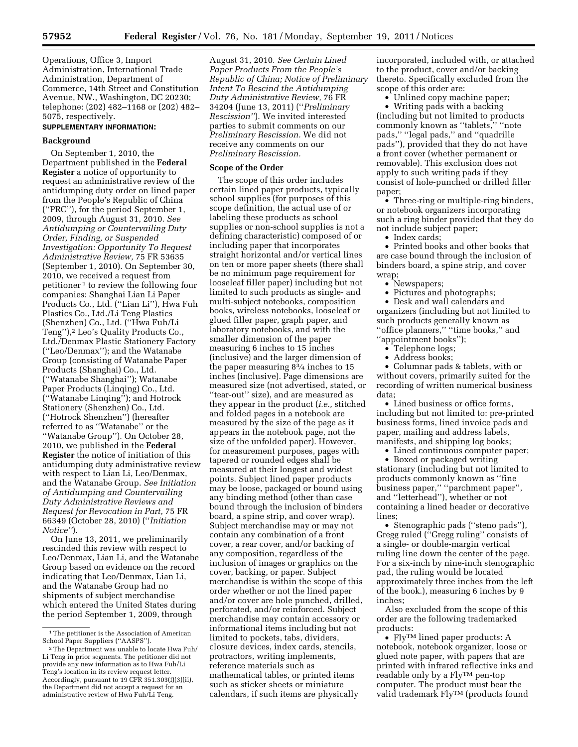Operations, Office 3, Import Administration, International Trade Administration, Department of Commerce, 14th Street and Constitution Avenue, NW., Washington, DC 20230; telephone: (202) 482–1168 or (202) 482–5075, respectively.

**SUPPLEMENTARY INFORMATION:**

## Background

On September 1, 2010, the Department published in the **Federal Register** a notice of opportunity to request an administrative review of the antidumping duty order on lined paper from the People's Republic of China (''PRC''), for the period September 1, 2009, through August 31, 2010. *See Antidumping or Countervailing Duty Order, Finding, or Suspended Investigation: Opportunity To Request Administrative Review,* 75 FR 53635 (September 1, 2010). On September 30, 2010, we received a request from petitioner [1] to review the following four companies: Shanghai Lian Li Paper Products Co., Ltd. (''Lian Li''), Hwa Fuh Plastics Co., Ltd./Li Teng Plastics (Shenzhen) Co., Ltd. (''Hwa Fuh/Li Teng''),[2] Leo's Quality Products Co., Ltd./Denmax Plastic Stationery Factory (''Leo/Denmax''); and the Watanabe Group (consisting of Watanabe Paper Products (Shanghai) Co., Ltd. (''Watanabe Shanghai''); Watanabe Paper Products (Linqing) Co., Ltd. (''Watanabe Linqing''); and Hotrock Stationery (Shenzhen) Co., Ltd. (''Hotrock Shenzhen'') (hereafter referred to as ''Watanabe'' or the ''Watanabe Group''). On October 28, 2010, we published in the **Federal Register** the notice of initiation of this antidumping duty administrative review with respect to Lian Li, Leo/Denmax, and the Watanabe Group. *See Initiation of Antidumping and Countervailing Duty Administrative Reviews and Request for Revocation in Part,* 75 FR 66349 (October 28, 2010) (''*Initiation Notice''*).

On June 13, 2011, we preliminarily rescinded this review with respect to Leo/Denmax, Lian Li, and the Watanabe Group based on evidence on the record indicating that Leo/Denmax, Lian Li, and the Watanabe Group had no shipments of subject merchandise which entered the United States during the period September 1, 2009, through August 31, 2010. *See Certain Lined Paper Products From the People's Republic of China; Notice of Preliminary Intent To Rescind the Antidumping Duty Administrative Review,* 76 FR 34204 (June 13, 2011) (''*Preliminary Rescission''*). We invited interested parties to submit comments on our *Preliminary Rescission.* We did not receive any comments on our *Preliminary Rescission.*

## Scope of the Order

The scope of this order includes certain lined paper products, typically school supplies (for purposes of this scope definition, the actual use of or labeling these products as school supplies or non-school supplies is not a defining characteristic) composed of or including paper that incorporates straight horizontal and/or vertical lines on ten or more paper sheets (there shall be no minimum page requirement for looseleaf filler paper) including but not limited to such products as single- and multi-subject notebooks, composition books, wireless notebooks, looseleaf or glued filler paper, graph paper, and laboratory notebooks, and with the smaller dimension of the paper measuring 6 inches to 15 inches (inclusive) and the larger dimension of the paper measuring 8¾ inches to 15 inches (inclusive). Page dimensions are measured size (not advertised, stated, or ''tear-out'' size), and are measured as they appear in the product (*i.e.,* stitched and folded pages in a notebook are measured by the size of the page as it appears in the notebook page, not the size of the unfolded paper). However, for measurement purposes, pages with tapered or rounded edges shall be measured at their longest and widest points. Subject lined paper products may be loose, packaged or bound using any binding method (other than case bound through the inclusion of binders board, a spine strip, and cover wrap). Subject merchandise may or may not contain any combination of a front cover, a rear cover, and/or backing of any composition, regardless of the inclusion of images or graphics on the cover, backing, or paper. Subject merchandise is within the scope of this order whether or not the lined paper and/or cover are hole punched, drilled, perforated, and/or reinforced. Subject merchandise may contain accessory or informational items including but not limited to pockets, tabs, dividers, closure devices, index cards, stencils, protractors, writing implements, reference materials such as mathematical tables, or printed items such as sticker sheets or miniature calendars, if such items are physically incorporated, included with, or attached to the product, cover and/or backing thereto. Specifically excluded from the scope of this order are:

- Unlined copy machine paper;
- Writing pads with a backing (including but not limited to products commonly known as ''tablets,'' ''note pads,'' ''legal pads,'' and ''quadrille pads''), provided that they do not have a front cover (whether permanent or removable). This exclusion does not apply to such writing pads if they consist of hole-punched or drilled filler paper;
- Three-ring or multiple-ring binders, or notebook organizers incorporating such a ring binder provided that they do not include subject paper;
- Index cards;
- Printed books and other books that are case bound through the inclusion of binders board, a spine strip, and cover wrap;
- Newspapers;
- Pictures and photographs;
- Desk and wall calendars and organizers (including but not limited to such products generally known as ''office planners,'' ''time books,'' and ''appointment books'');
- Telephone logs;
- Address books;
- Columnar pads & tablets, with or without covers, primarily suited for the recording of written numerical business data;
- Lined business or office forms, including but not limited to: pre-printed business forms, lined invoice pads and paper, mailing and address labels, manifests, and shipping log books;
- Lined continuous computer paper;
- Boxed or packaged writing stationary (including but not limited to products commonly known as ''fine business paper,'' ''parchment paper'', and ''letterhead''), whether or not containing a lined header or decorative lines;
- Stenographic pads (''steno pads''), Gregg ruled (''Gregg ruling'' consists of a single- or double-margin vertical ruling line down the center of the page. For a six-inch by nine-inch stenographic pad, the ruling would be located approximately three inches from the left of the book.), measuring 6 inches by 9 inches;

Also excluded from the scope of this order are the following trademarked products:

- Fly™ lined paper products: A notebook, notebook organizer, loose or glued note paper, with papers that are printed with infrared reflective inks and readable only by a Fly™ pen-top computer. The product must bear the valid trademark Fly™ (products found

---

[1] The petitioner is the Association of American School Paper Suppliers (''AASPS'').

[2] The Department was unable to locate Hwa Fuh/Li Teng in prior segments. The petitioner did not provide any new information as to Hwa Fuh/Li Teng's location in its review request letter. Accordingly, pursuant to 19 CFR 351.303(f)(3)(ii), the Department did not accept a request for an administrative review of Hwa Fuh/Li Teng.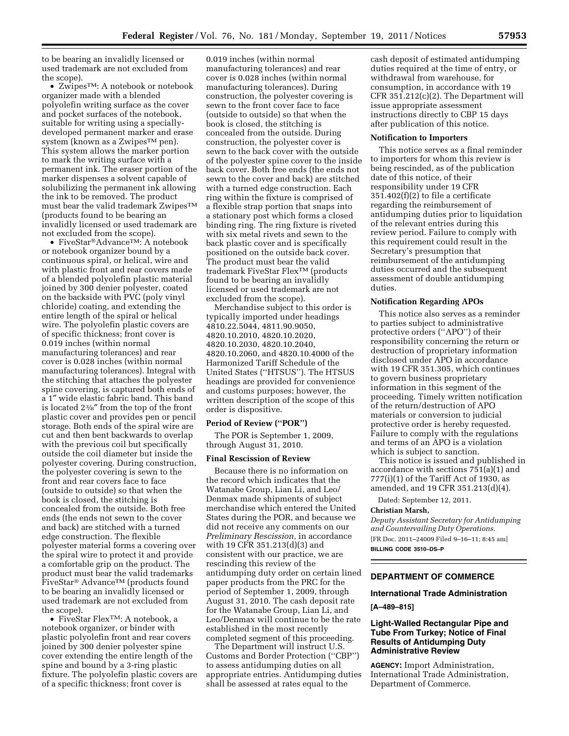to be bearing an invalidly licensed or used trademark are not excluded from the scope).

- Zwipes™: A notebook or notebook organizer made with a blended polyolefin writing surface as the cover and pocket surfaces of the notebook, suitable for writing using a specially-developed permanent marker and erase system (known as a Zwipes™ pen). This system allows the marker portion to mark the writing surface with a permanent ink. The eraser portion of the marker dispenses a solvent capable of solubilizing the permanent ink allowing the ink to be removed. The product must bear the valid trademark Zwipes™ (products found to be bearing an invalidly licensed or used trademark are not excluded from the scope).
- FiveStar®Advance™: A notebook or notebook organizer bound by a continuous spiral, or helical, wire and with plastic front and rear covers made of a blended polyolefin plastic material joined by 300 denier polyester, coated on the backside with PVC (poly vinyl chloride) coating, and extending the entire length of the spiral or helical wire. The polyolefin plastic covers are of specific thickness; front cover is 0.019 inches (within normal manufacturing tolerances) and rear cover is 0.028 inches (within normal manufacturing tolerances). Integral with the stitching that attaches the polyester spine covering, is captured both ends of a 1″ wide elastic fabric band. This band is located 2⅜″ from the top of the front plastic cover and provides pen or pencil storage. Both ends of the spiral wire are cut and then bent backwards to overlap with the previous coil but specifically outside the coil diameter but inside the polyester covering. During construction, the polyester covering is sewn to the front and rear covers face to face (outside to outside) so that when the book is closed, the stitching is concealed from the outside. Both free ends (the ends not sewn to the cover and back) are stitched with a turned edge construction. The flexible polyester material forms a covering over the spiral wire to protect it and provide a comfortable grip on the product. The product must bear the valid trademarks FiveStar® Advance™ (products found to be bearing an invalidly licensed or used trademark are not excluded from the scope).
- FiveStar Flex™: A notebook, a notebook organizer, or binder with plastic polyolefin front and rear covers joined by 300 denier polyester spine cover extending the entire length of the spine and bound by a 3-ring plastic fixture. The polyolefin plastic covers are of a specific thickness; front cover is 0.019 inches (within normal manufacturing tolerances) and rear cover is 0.028 inches (within normal manufacturing tolerances). During construction, the polyester covering is sewn to the front cover face to face (outside to outside) so that when the book is closed, the stitching is concealed from the outside. During construction, the polyester cover is sewn to the back cover with the outside of the polyester spine cover to the inside back cover. Both free ends (the ends not sewn to the cover and back) are stitched with a turned edge construction. Each ring within the fixture is comprised of a flexible strap portion that snaps into a stationary post which forms a closed binding ring. The ring fixture is riveted with six metal rivets and sewn to the back plastic cover and is specifically positioned on the outside back cover. The product must bear the valid trademark FiveStar Flex™ (products found to be bearing an invalidly licensed or used trademark are not excluded from the scope).

Merchandise subject to this order is typically imported under headings 4810.22.5044, 4811.90.9050, 4820.10.2010, 4820.10.2020, 4820.10.2030, 4820.10.2040, 4820.10.2060, and 4820.10.4000 of the Harmonized Tariff Schedule of the United States (''HTSUS''). The HTSUS headings are provided for convenience and customs purposes; however, the written description of the scope of this order is dispositive.

## Period of Review (''POR'')

The POR is September 1, 2009, through August 31, 2010.

## Final Rescission of Review

Because there is no information on the record which indicates that the Watanabe Group, Lian Li, and Leo/Denmax made shipments of subject merchandise which entered the United States during the POR, and because we did not receive any comments on our *Preliminary Rescission,* in accordance with 19 CFR 351.213(d)(3) and consistent with our practice, we are rescinding this review of the antidumping duty order on certain lined paper products from the PRC for the period of September 1, 2009, through August 31, 2010. The cash deposit rate for the Watanabe Group, Lian Li, and Leo/Denmax will continue to be the rate established in the most recently completed segment of this proceeding.

The Department will instruct U.S. Customs and Border Protection (''CBP'') to assess antidumping duties on all appropriate entries. Antidumping duties shall be assessed at rates equal to the cash deposit of estimated antidumping duties required at the time of entry, or withdrawal from warehouse, for consumption, in accordance with 19 CFR 351.212(c)(2). The Department will issue appropriate assessment instructions directly to CBP 15 days after publication of this notice.

## Notification to Importers

This notice serves as a final reminder to importers for whom this review is being rescinded, as of the publication date of this notice, of their responsibility under 19 CFR 351.402(f)(2) to file a certificate regarding the reimbursement of antidumping duties prior to liquidation of the relevant entries during this review period. Failure to comply with this requirement could result in the Secretary's presumption that reimbursement of the antidumping duties occurred and the subsequent assessment of double antidumping duties.

## Notification Regarding APOs

This notice also serves as a reminder to parties subject to administrative protective orders (''APO'') of their responsibility concerning the return or destruction of proprietary information disclosed under APO in accordance with 19 CFR 351.305, which continues to govern business proprietary information in this segment of the proceeding. Timely written notification of the return/destruction of APO materials or conversion to judicial protective order is hereby requested. Failure to comply with the regulations and terms of an APO is a violation which is subject to sanction.

This notice is issued and published in accordance with sections 751(a)(1) and 777(i)(1) of the Tariff Act of 1930, as amended, and 19 CFR 351.213(d)(4).

Dated: September 12, 2011.

**Christian Marsh,**

*Deputy Assistant Secretary for Antidumping and Countervailing Duty Operations.*

[FR Doc. 2011–24009 Filed 9–16–11; 8:45 am]

**BILLING CODE 3510–DS–P**

---

# DEPARTMENT OF COMMERCE

## International Trade Administration

**[A–489–815]**

## Light-Walled Rectangular Pipe and Tube From Turkey; Notice of Final Results of Antidumping Duty Administrative Review

**AGENCY:** Import Administration, International Trade Administration, Department of Commerce.